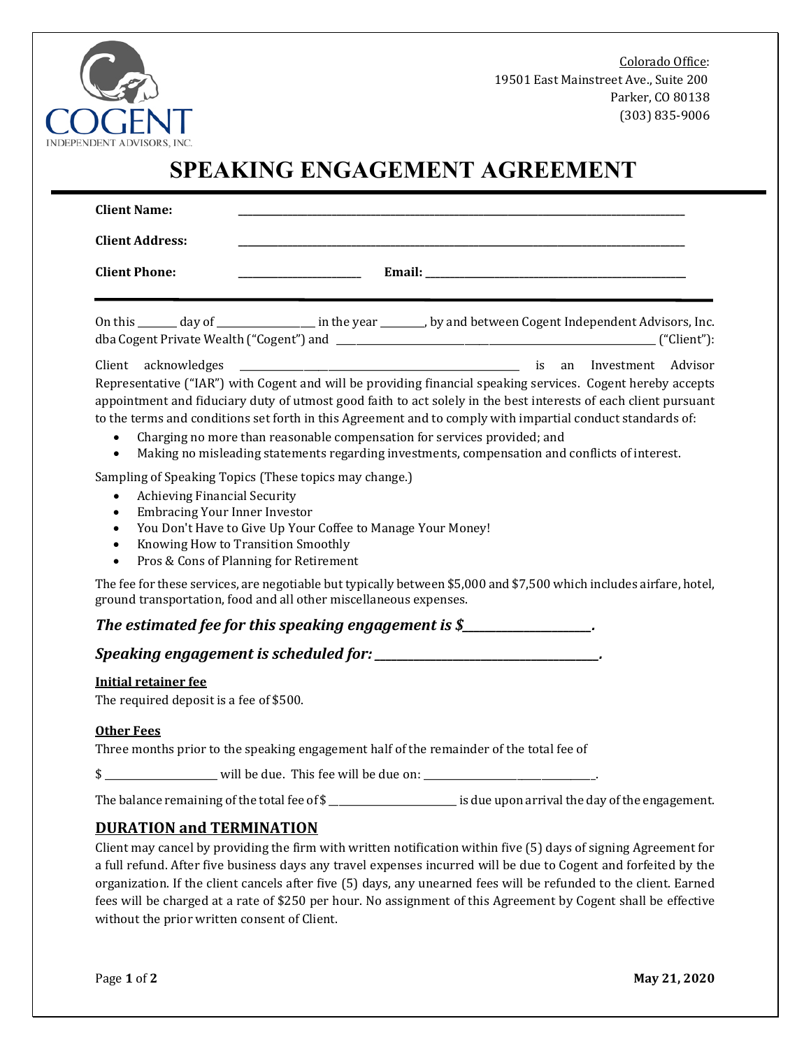Colorado Office:
19501 East Mainstreet Ave., Suite 200
Parker, CO 80138
(303) 835-9006

# SPEAKING ENGAGEMENT AGREEMENT

**Client Name:** ______________________________________________

**Client Address:** ______________________________________________

**Client Phone:** ______________________ **Email:** ______________________________

On this _______ day of __________________ in the year ________, by and between Cogent Independent Advisors, Inc. dba Cogent Private Wealth ("Cogent") and ______________________________ ("Client"):

Client acknowledges ______________________________ is an Investment Advisor Representative ("IAR") with Cogent and will be providing financial speaking services. Cogent hereby accepts appointment and fiduciary duty of utmost good faith to act solely in the best interests of each client pursuant to the terms and conditions set forth in this Agreement and to comply with impartial conduct standards of:

- Charging no more than reasonable compensation for services provided; and
- Making no misleading statements regarding investments, compensation and conflicts of interest.

Sampling of Speaking Topics (These topics may change.)

- Achieving Financial Security
- Embracing Your Inner Investor
- You Don't Have to Give Up Your Coffee to Manage Your Money!
- Knowing How to Transition Smoothly
- Pros & Cons of Planning for Retirement

The fee for these services, are negotiable but typically between $5,000 and $7,500 which includes airfare, hotel, ground transportation, food and all other miscellaneous expenses.

***The estimated fee for this speaking engagement is $______________________.***

***Speaking engagement is scheduled for: ______________________________.***

**Initial retainer fee**

The required deposit is a fee of $500.

**Other Fees**

Three months prior to the speaking engagement half of the remainder of the total fee of

$ ____________________ will be due. This fee will be due on: ______________________________.

The balance remaining of the total fee of $ ______________________ is due upon arrival the day of the engagement.

## DURATION and TERMINATION

Client may cancel by providing the firm with written notification within five (5) days of signing Agreement for a full refund. After five business days any travel expenses incurred will be due to Cogent and forfeited by the organization. If the client cancels after five (5) days, any unearned fees will be refunded to the client. Earned fees will be charged at a rate of $250 per hour. No assignment of this Agreement by Cogent shall be effective without the prior written consent of Client.

**May 21, 2020**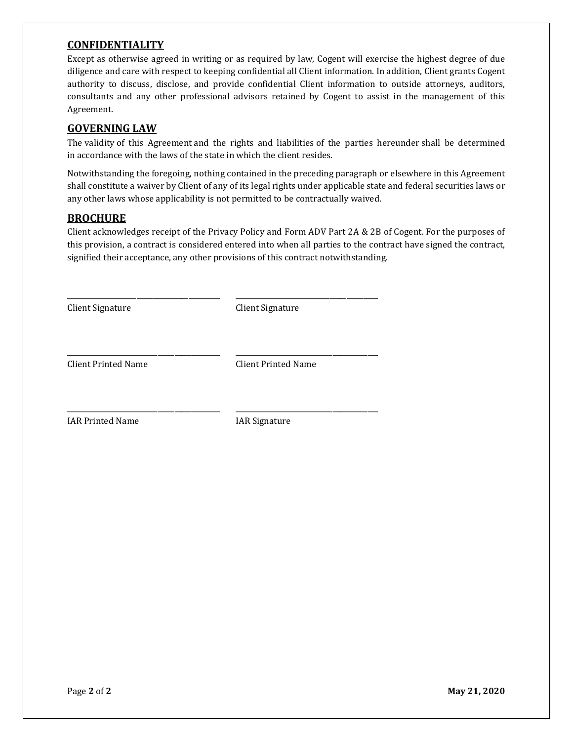## CONFIDENTIALITY

Except as otherwise agreed in writing or as required by law, Cogent will exercise the highest degree of due diligence and care with respect to keeping confidential all Client information. In addition, Client grants Cogent authority to discuss, disclose, and provide confidential Client information to outside attorneys, auditors, consultants and any other professional advisors retained by Cogent to assist in the management of this Agreement.

## GOVERNING LAW

The validity of this Agreement and the rights and liabilities of the parties hereunder shall be determined in accordance with the laws of the state in which the client resides.

Notwithstanding the foregoing, nothing contained in the preceding paragraph or elsewhere in this Agreement shall constitute a waiver by Client of any of its legal rights under applicable state and federal securities laws or any other laws whose applicability is not permitted to be contractually waived.

## BROCHURE

Client acknowledges receipt of the Privacy Policy and Form ADV Part 2A & 2B of Cogent. For the purposes of this provision, a contract is considered entered into when all parties to the contract have signed the contract, signified their acceptance, any other provisions of this contract notwithstanding.

| | |
|---|---|
| ______________________________ | ______________________________ |
| Client Signature | Client Signature |
| ______________________________ | ______________________________ |
| Client Printed Name | Client Printed Name |
| ______________________________ | ______________________________ |
| IAR Printed Name | IAR Signature |

May 21, 2020